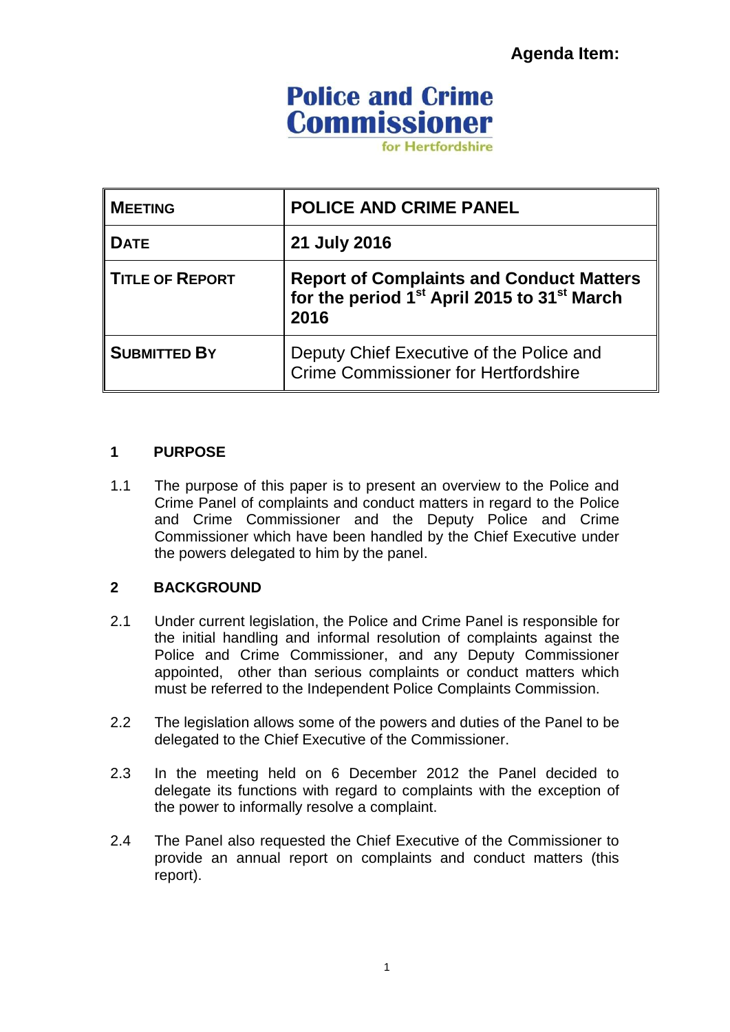**Agenda Item:**

**Police and Crime Commissioner**
for Hertfordshire

| MEETING | POLICE AND CRIME PANEL |
|---|---|
| DATE | 21 July 2016 |
| TITLE OF REPORT | Report of Complaints and Conduct Matters for the period 1st April 2015 to 31st March 2016 |
| SUBMITTED BY | Deputy Chief Executive of the Police and Crime Commissioner for Hertfordshire |

## 1 PURPOSE

1.1 The purpose of this paper is to present an overview to the Police and Crime Panel of complaints and conduct matters in regard to the Police and Crime Commissioner and the Deputy Police and Crime Commissioner which have been handled by the Chief Executive under the powers delegated to him by the panel.

## 2 BACKGROUND

2.1 Under current legislation, the Police and Crime Panel is responsible for the initial handling and informal resolution of complaints against the Police and Crime Commissioner, and any Deputy Commissioner appointed, other than serious complaints or conduct matters which must be referred to the Independent Police Complaints Commission.

2.2 The legislation allows some of the powers and duties of the Panel to be delegated to the Chief Executive of the Commissioner.

2.3 In the meeting held on 6 December 2012 the Panel decided to delegate its functions with regard to complaints with the exception of the power to informally resolve a complaint.

2.4 The Panel also requested the Chief Executive of the Commissioner to provide an annual report on complaints and conduct matters (this report).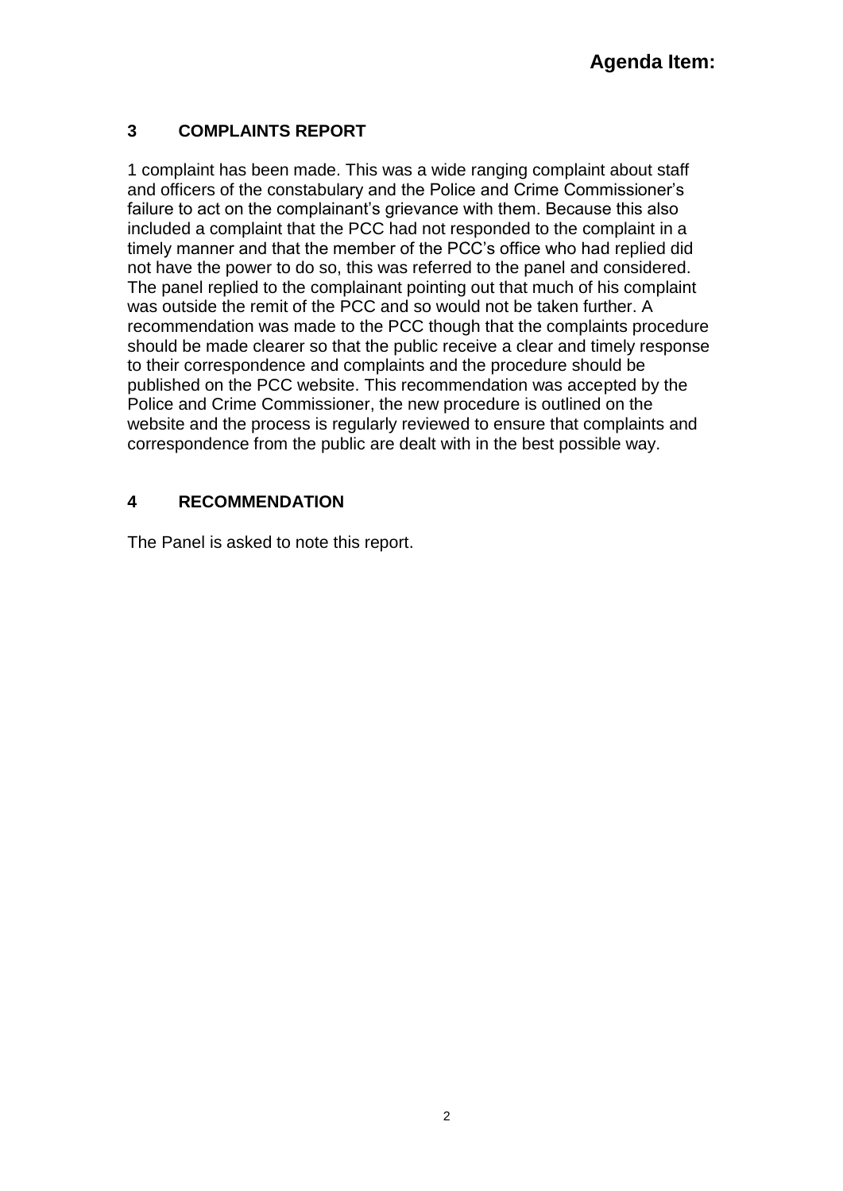**Agenda Item:**

## 3 COMPLAINTS REPORT

1 complaint has been made. This was a wide ranging complaint about staff and officers of the constabulary and the Police and Crime Commissioner's failure to act on the complainant's grievance with them. Because this also included a complaint that the PCC had not responded to the complaint in a timely manner and that the member of the PCC's office who had replied did not have the power to do so, this was referred to the panel and considered. The panel replied to the complainant pointing out that much of his complaint was outside the remit of the PCC and so would not be taken further. A recommendation was made to the PCC though that the complaints procedure should be made clearer so that the public receive a clear and timely response to their correspondence and complaints and the procedure should be published on the PCC website. This recommendation was accepted by the Police and Crime Commissioner, the new procedure is outlined on the website and the process is regularly reviewed to ensure that complaints and correspondence from the public are dealt with in the best possible way.

## 4 RECOMMENDATION

The Panel is asked to note this report.